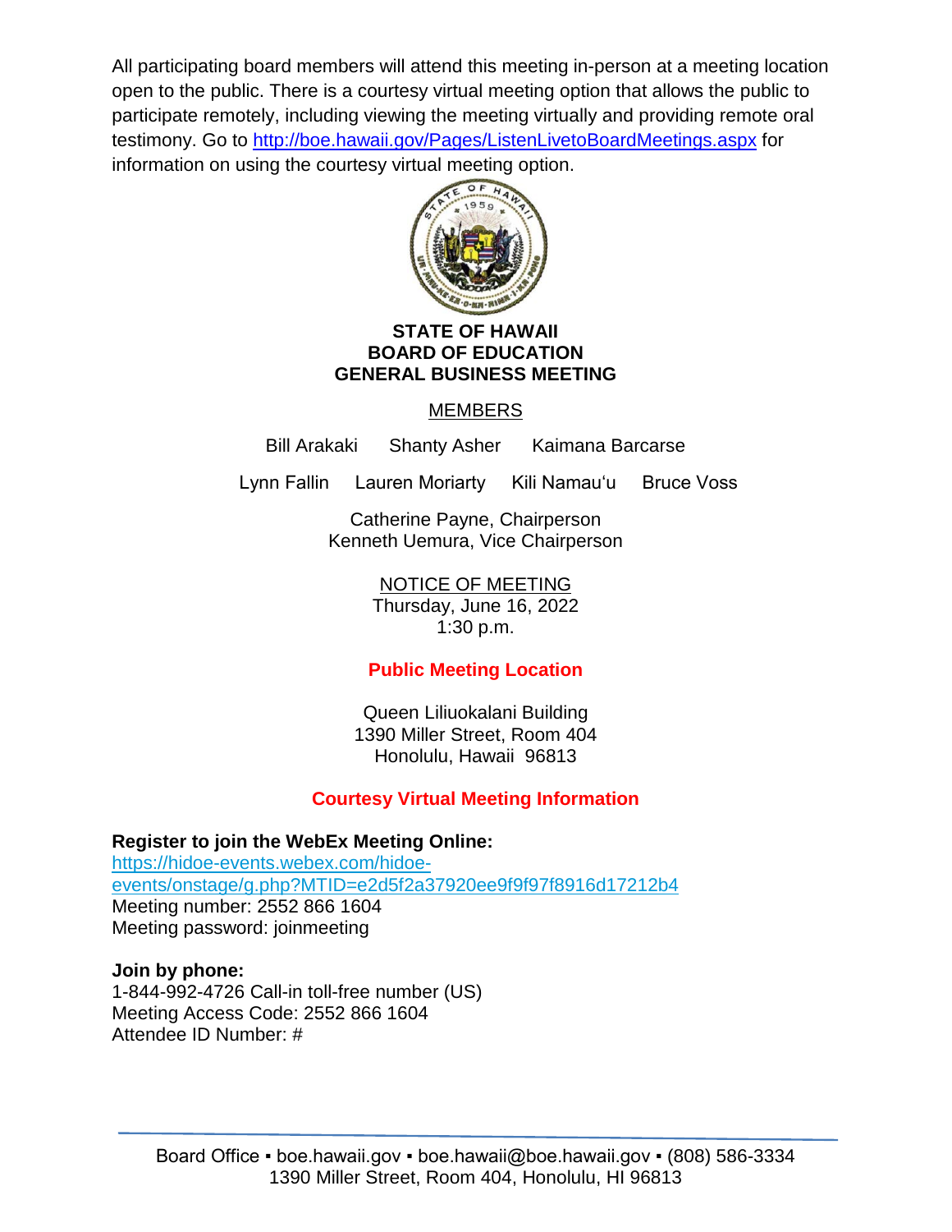All participating board members will attend this meeting in-person at a meeting location open to the public. There is a courtesy virtual meeting option that allows the public to participate remotely, including viewing the meeting virtually and providing remote oral testimony. Go to http://boe.hawaii.gov/Pages/ListenLivetoBoardMeetings.aspx for information on using the courtesy virtual meeting option.

**STATE OF HAWAII**
**BOARD OF EDUCATION**
**GENERAL BUSINESS MEETING**

MEMBERS

Bill Arakaki    Shanty Asher    Kaimana Barcarse

Lynn Fallin    Lauren Moriarty    Kili Namauʻu    Bruce Voss

Catherine Payne, Chairperson
Kenneth Uemura, Vice Chairperson

NOTICE OF MEETING
Thursday, June 16, 2022
1:30 p.m.

**Public Meeting Location**

Queen Liliuokalani Building
1390 Miller Street, Room 404
Honolulu, Hawaii 96813

**Courtesy Virtual Meeting Information**

**Register to join the WebEx Meeting Online:**
https://hidoe-events.webex.com/hidoe-events/onstage/g.php?MTID=e2d5f2a37920ee9f9f97f8916d17212b4
Meeting number: 2552 866 1604
Meeting password: joinmeeting

**Join by phone:**
1-844-992-4726 Call-in toll-free number (US)
Meeting Access Code: 2552 866 1604
Attendee ID Number: #

Board Office ▪ boe.hawaii.gov ▪ boe.hawaii@boe.hawaii.gov ▪ (808) 586-3334
1390 Miller Street, Room 404, Honolulu, HI 96813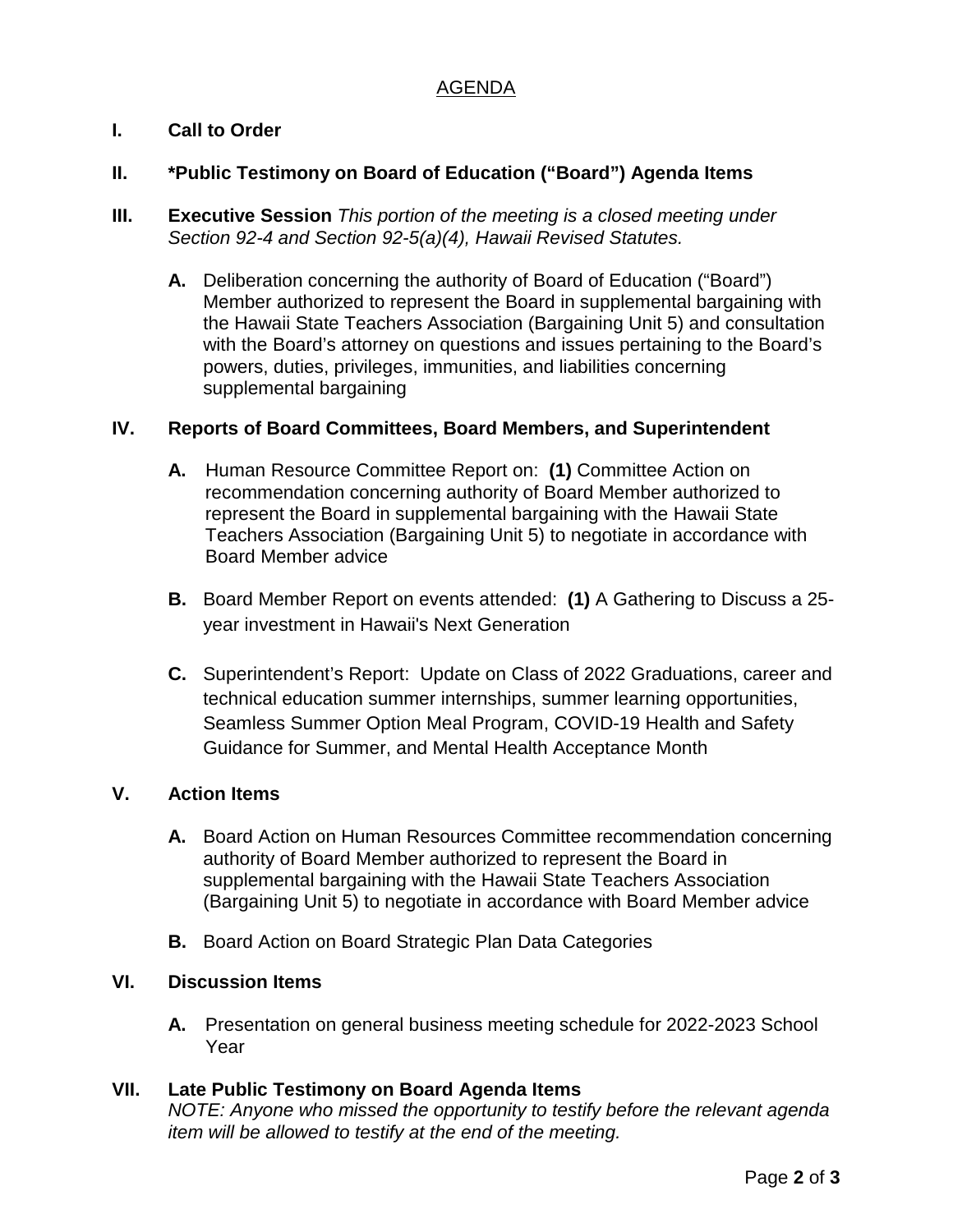## AGENDA

### I. Call to Order

### II. *Public Testimony on Board of Education ("Board") Agenda Items

### III. Executive Session *This portion of the meeting is a closed meeting under Section 92-4 and Section 92-5(a)(4), Hawaii Revised Statutes.*

**A.** Deliberation concerning the authority of Board of Education ("Board") Member authorized to represent the Board in supplemental bargaining with the Hawaii State Teachers Association (Bargaining Unit 5) and consultation with the Board's attorney on questions and issues pertaining to the Board's powers, duties, privileges, immunities, and liabilities concerning supplemental bargaining

### IV. Reports of Board Committees, Board Members, and Superintendent

**A.** Human Resource Committee Report on: **(1)** Committee Action on recommendation concerning authority of Board Member authorized to represent the Board in supplemental bargaining with the Hawaii State Teachers Association (Bargaining Unit 5) to negotiate in accordance with Board Member advice

**B.** Board Member Report on events attended: **(1)** A Gathering to Discuss a 25-year investment in Hawaii's Next Generation

**C.** Superintendent's Report: Update on Class of 2022 Graduations, career and technical education summer internships, summer learning opportunities, Seamless Summer Option Meal Program, COVID-19 Health and Safety Guidance for Summer, and Mental Health Acceptance Month

### V. Action Items

**A.** Board Action on Human Resources Committee recommendation concerning authority of Board Member authorized to represent the Board in supplemental bargaining with the Hawaii State Teachers Association (Bargaining Unit 5) to negotiate in accordance with Board Member advice

**B.** Board Action on Board Strategic Plan Data Categories

### VI. Discussion Items

**A.** Presentation on general business meeting schedule for 2022-2023 School Year

### VII. Late Public Testimony on Board Agenda Items

*NOTE: Anyone who missed the opportunity to testify before the relevant agenda item will be allowed to testify at the end of the meeting.*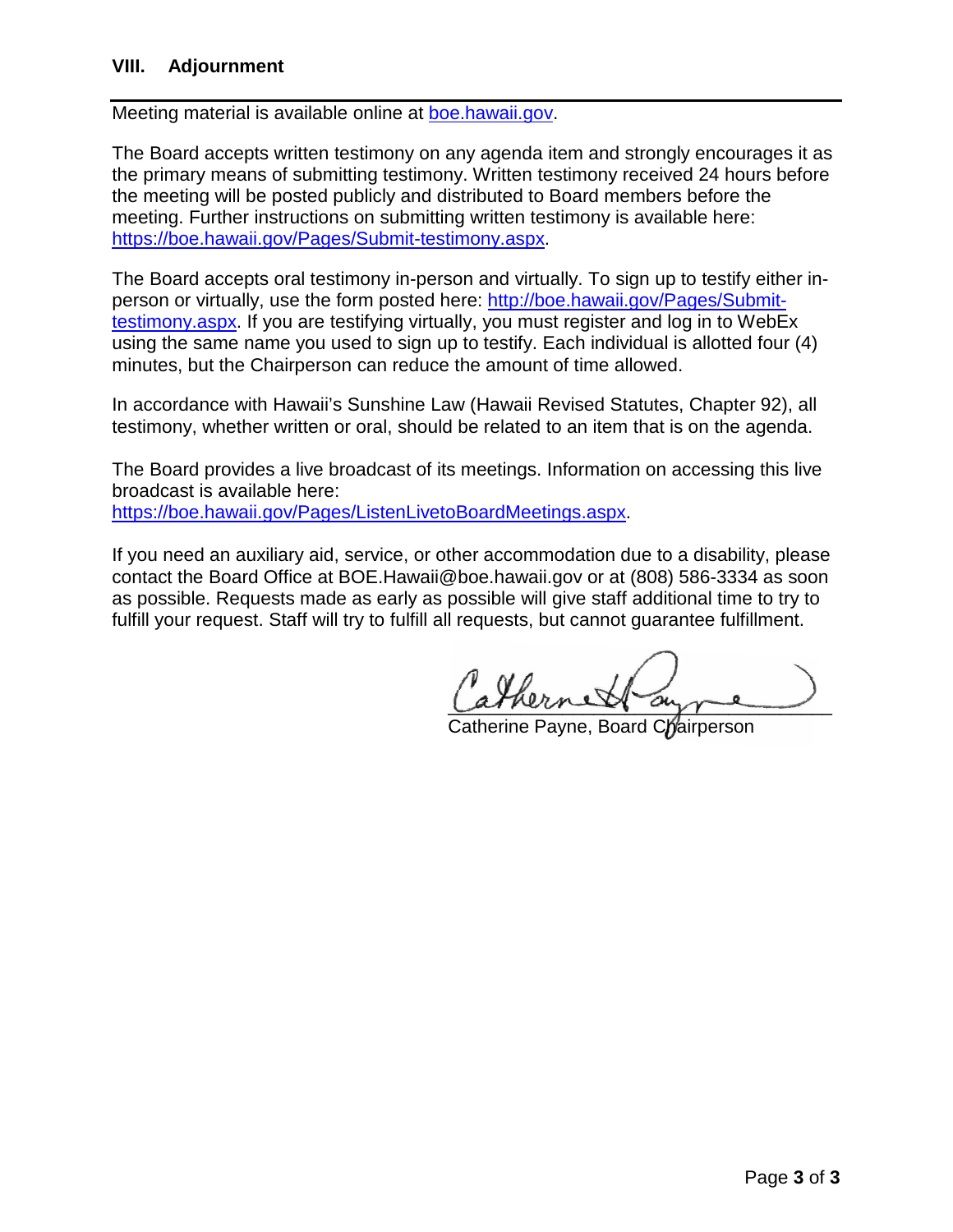## VIII. Adjournment

---

Meeting material is available online at [boe.hawaii.gov](boe.hawaii.gov).

The Board accepts written testimony on any agenda item and strongly encourages it as the primary means of submitting testimony. Written testimony received 24 hours before the meeting will be posted publicly and distributed to Board members before the meeting. Further instructions on submitting written testimony is available here: [https://boe.hawaii.gov/Pages/Submit-testimony.aspx](https://boe.hawaii.gov/Pages/Submit-testimony.aspx).

The Board accepts oral testimony in-person and virtually. To sign up to testify either in-person or virtually, use the form posted here: [http://boe.hawaii.gov/Pages/Submit-testimony.aspx](http://boe.hawaii.gov/Pages/Submit-testimony.aspx). If you are testifying virtually, you must register and log in to WebEx using the same name you used to sign up to testify. Each individual is allotted four (4) minutes, but the Chairperson can reduce the amount of time allowed.

In accordance with Hawaii's Sunshine Law (Hawaii Revised Statutes, Chapter 92), all testimony, whether written or oral, should be related to an item that is on the agenda.

The Board provides a live broadcast of its meetings. Information on accessing this live broadcast is available here: [https://boe.hawaii.gov/Pages/ListenLivetoBoardMeetings.aspx](https://boe.hawaii.gov/Pages/ListenLivetoBoardMeetings.aspx).

If you need an auxiliary aid, service, or other accommodation due to a disability, please contact the Board Office at BOE.Hawaii@boe.hawaii.gov or at (808) 586-3334 as soon as possible. Requests made as early as possible will give staff additional time to try to fulfill your request. Staff will try to fulfill all requests, but cannot guarantee fulfillment.

Catherine Payne, Board Chairperson